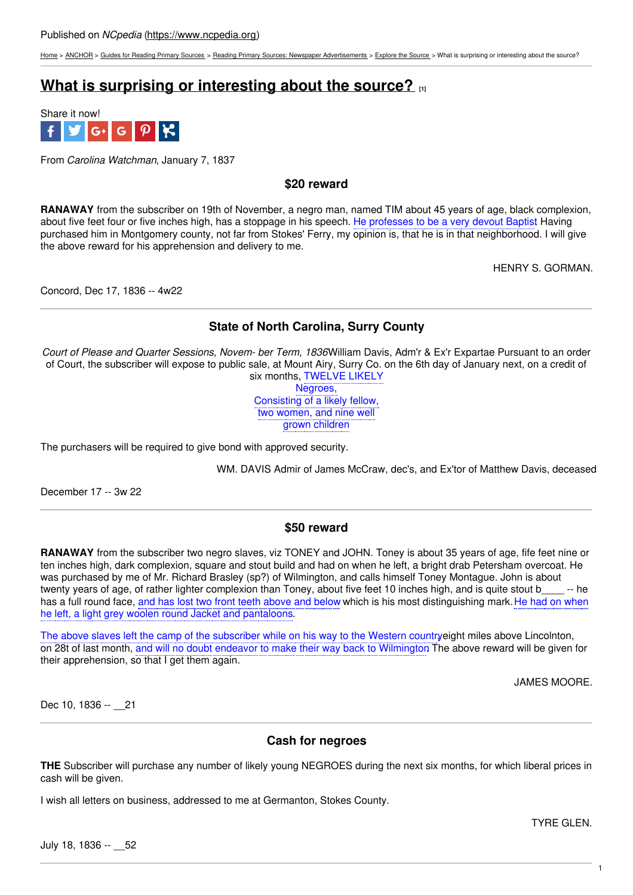Published on *NCpedia* (https://www.ncpedia.org)

Home > ANCHOR > Guides for Reading Primary Sources > Reading Primary Sources: Newspaper Advertisements > Explore the Source > What is surprising or interesting about the source?

# What is surprising or interesting about the source? [1]

Share it now!

From *Carolina Watchman*, January 7, 1837

### $20 reward

**RANAWAY** from the subscriber on 19th of November, a negro man, named TIM about 45 years of age, black complexion, about five feet four or five inches high, has a stoppage in his speech. He professes to be a very devout Baptist Having purchased him in Montgomery county, not far from Stokes' Ferry, my opinion is, that he is in that neighborhood. I will give the above reward for his apprehension and delivery to me.

HENRY S. GORMAN.

Concord, Dec 17, 1836 -- 4w22

---

### State of North Carolina, Surry County

*Court of Please and Quarter Sessions, Novem- ber Term, 1836*William Davis, Adm'r & Ex'r Expartae Pursuant to an order of Court, the subscriber will expose to public sale, at Mount Airy, Surry Co. on the 6th day of January next, on a credit of six months, TWELVE LIKELY Negroes, Consisting of a likely fellow, two women, and nine well grown children

The purchasers will be required to give bond with approved security.

WM. DAVIS Admir of James McCraw, dec's, and Ex'tor of Matthew Davis, deceased

December 17 -- 3w 22

---

### $50 reward

**RANAWAY** from the subscriber two negro slaves, viz TONEY and JOHN. Toney is about 35 years of age, fife feet nine or ten inches high, dark complexion, square and stout build and had on when he left, a bright drab Petersham overcoat. He was purchased by me of Mr. Richard Brasley (sp?) of Wilmington, and calls himself Toney Montague. John is about twenty years of age, of rather lighter complexion than Toney, about five feet 10 inches high, and is quite stout b____ -- he has a full round face, and has lost two front teeth above and below which is his most distinguishing mark. He had on when he left, a light grey woolen round Jacket and pantaloons.

The above slaves left the camp of the subscriber while on his way to the Western countryeight miles above Lincolnton, on 28t of last month, and will no doubt endeavor to make their way back to Wilmington The above reward will be given for their apprehension, so that I get them again.

JAMES MOORE.

Dec 10, 1836 -- __21

---

### Cash for negroes

**THE** Subscriber will purchase any number of likely young NEGROES during the next six months, for which liberal prices in cash will be given.

I wish all letters on business, addressed to me at Germanton, Stokes County.

TYRE GLEN.

July 18, 1836 -- __52

---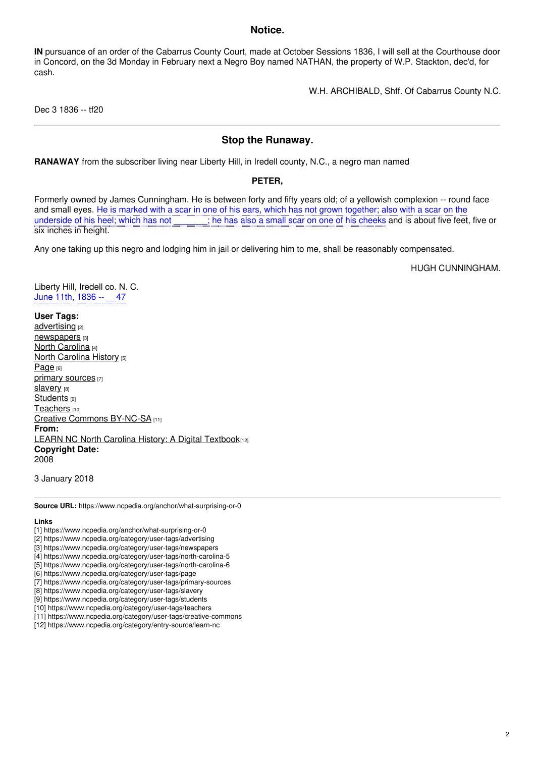## Notice.

**IN** pursuance of an order of the Cabarrus County Court, made at October Sessions 1836, I will sell at the Courthouse door in Concord, on the 3d Monday in February next a Negro Boy named NATHAN, the property of W.P. Stackton, dec'd, for cash.

W.H. ARCHIBALD, Shff. Of Cabarrus County N.C.

Dec 3 1836 -- tf20

---

## Stop the Runaway.

**RANAWAY** from the subscriber living near Liberty Hill, in Iredell county, N.C., a negro man named

**PETER,**

Formerly owned by James Cunningham. He is between forty and fifty years old; of a yellowish complexion -- round face and small eyes. He is marked with a scar in one of his ears, which has not grown together; also with a scar on the underside of his heel; which has not ________; he has also a small scar on one of his cheeks and is about five feet, five or six inches in height.

Any one taking up this negro and lodging him in jail or delivering him to me, shall be reasonably compensated.

HUGH CUNNINGHAM.

Liberty Hill, Iredell co. N. C.
June 11th, 1836 -- __47

**User Tags:**
advertising [2]
newspapers [3]
North Carolina [4]
North Carolina History [5]
Page [6]
primary sources [7]
slavery [8]
Students [9]
Teachers [10]
Creative Commons BY-NC-SA [11]
**From:**
LEARN NC North Carolina History: A Digital Textbook[12]
**Copyright Date:**
2008

3 January 2018

---

**Source URL:** https://www.ncpedia.org/anchor/what-surprising-or-0

**Links**
[1] https://www.ncpedia.org/anchor/what-surprising-or-0
[2] https://www.ncpedia.org/category/user-tags/advertising
[3] https://www.ncpedia.org/category/user-tags/newspapers
[4] https://www.ncpedia.org/category/user-tags/north-carolina-5
[5] https://www.ncpedia.org/category/user-tags/north-carolina-6
[6] https://www.ncpedia.org/category/user-tags/page
[7] https://www.ncpedia.org/category/user-tags/primary-sources
[8] https://www.ncpedia.org/category/user-tags/slavery
[9] https://www.ncpedia.org/category/user-tags/students
[10] https://www.ncpedia.org/category/user-tags/teachers
[11] https://www.ncpedia.org/category/user-tags/creative-commons
[12] https://www.ncpedia.org/category/entry-source/learn-nc